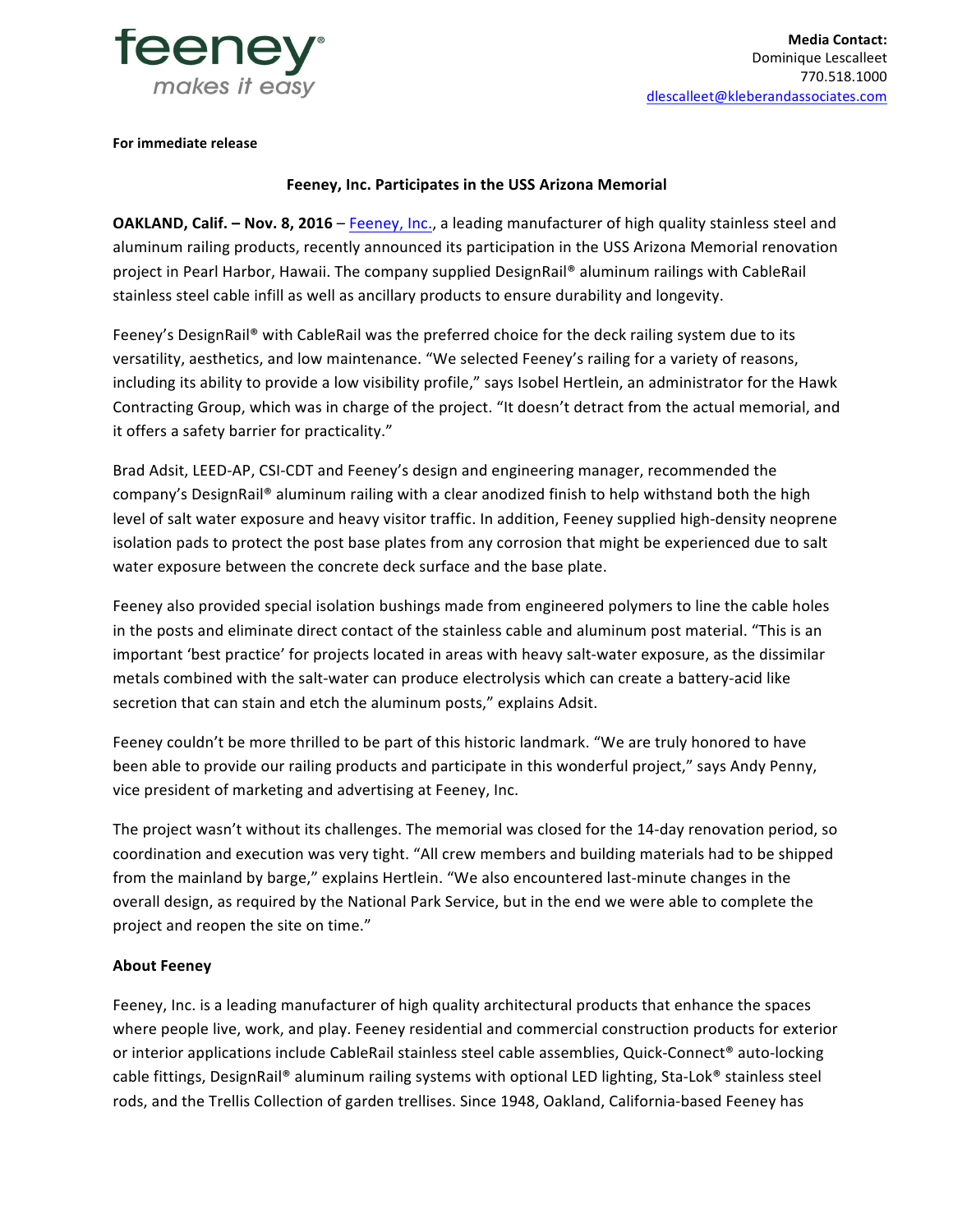feeney® makes it easy

**Media Contact:**
Dominique Lescalleet
770.518.1000
dlescalleet@kleberandassociates.com

**For immediate release**

## Feeney, Inc. Participates in the USS Arizona Memorial

**OAKLAND, Calif. – Nov. 8, 2016** – Feeney, Inc., a leading manufacturer of high quality stainless steel and aluminum railing products, recently announced its participation in the USS Arizona Memorial renovation project in Pearl Harbor, Hawaii. The company supplied DesignRail® aluminum railings with CableRail stainless steel cable infill as well as ancillary products to ensure durability and longevity.

Feeney's DesignRail® with CableRail was the preferred choice for the deck railing system due to its versatility, aesthetics, and low maintenance. "We selected Feeney's railing for a variety of reasons, including its ability to provide a low visibility profile," says Isobel Hertlein, an administrator for the Hawk Contracting Group, which was in charge of the project. "It doesn't detract from the actual memorial, and it offers a safety barrier for practicality."

Brad Adsit, LEED-AP, CSI-CDT and Feeney's design and engineering manager, recommended the company's DesignRail® aluminum railing with a clear anodized finish to help withstand both the high level of salt water exposure and heavy visitor traffic. In addition, Feeney supplied high-density neoprene isolation pads to protect the post base plates from any corrosion that might be experienced due to salt water exposure between the concrete deck surface and the base plate.

Feeney also provided special isolation bushings made from engineered polymers to line the cable holes in the posts and eliminate direct contact of the stainless cable and aluminum post material. "This is an important 'best practice' for projects located in areas with heavy salt-water exposure, as the dissimilar metals combined with the salt-water can produce electrolysis which can create a battery-acid like secretion that can stain and etch the aluminum posts," explains Adsit.

Feeney couldn't be more thrilled to be part of this historic landmark. "We are truly honored to have been able to provide our railing products and participate in this wonderful project," says Andy Penny, vice president of marketing and advertising at Feeney, Inc.

The project wasn't without its challenges. The memorial was closed for the 14-day renovation period, so coordination and execution was very tight. "All crew members and building materials had to be shipped from the mainland by barge," explains Hertlein. "We also encountered last-minute changes in the overall design, as required by the National Park Service, but in the end we were able to complete the project and reopen the site on time."

### About Feeney

Feeney, Inc. is a leading manufacturer of high quality architectural products that enhance the spaces where people live, work, and play. Feeney residential and commercial construction products for exterior or interior applications include CableRail stainless steel cable assemblies, Quick-Connect® auto-locking cable fittings, DesignRail® aluminum railing systems with optional LED lighting, Sta-Lok® stainless steel rods, and the Trellis Collection of garden trellises. Since 1948, Oakland, California-based Feeney has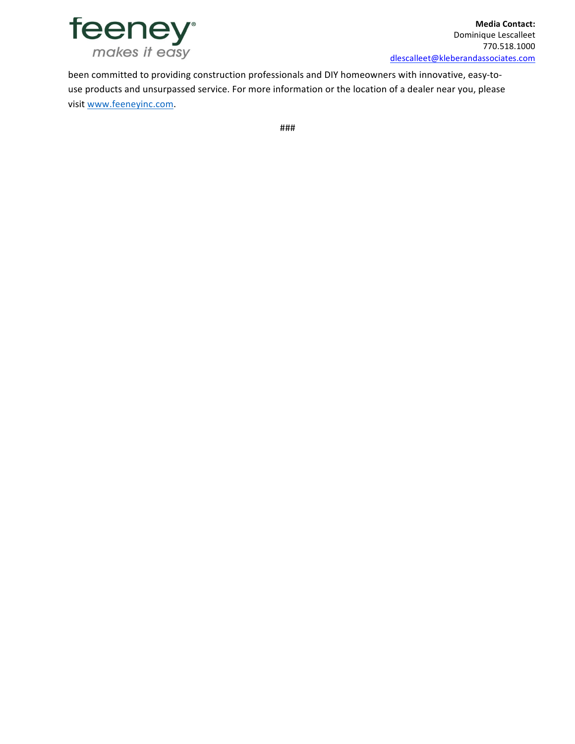been committed to providing construction professionals and DIY homeowners with innovative, easy-to-use products and unsurpassed service. For more information or the location of a dealer near you, please visit www.feeneyinc.com.

###